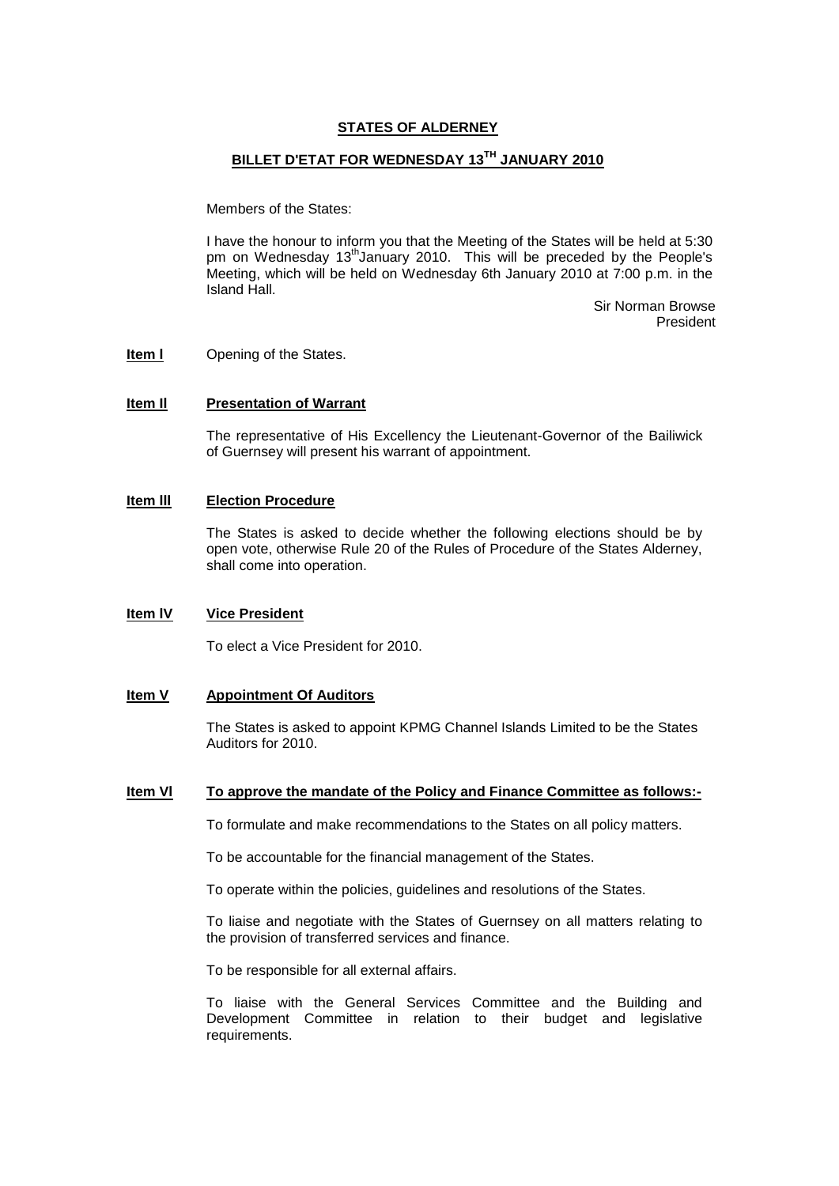# STATES OF ALDERNEY

## BILLET D'ETAT FOR WEDNESDAY 13TH JANUARY 2010

Members of the States:

I have the honour to inform you that the Meeting of the States will be held at 5:30 pm on Wednesday 13th January 2010. This will be preceded by the People's Meeting, which will be held on Wednesday 6th January 2010 at 7:00 p.m. in the Island Hall.

Sir Norman Browse
President

**Item I** Opening of the States.

**Item II** **Presentation of Warrant**

The representative of His Excellency the Lieutenant-Governor of the Bailiwick of Guernsey will present his warrant of appointment.

**Item III** **Election Procedure**

The States is asked to decide whether the following elections should be by open vote, otherwise Rule 20 of the Rules of Procedure of the States Alderney, shall come into operation.

**Item IV** **Vice President**

To elect a Vice President for 2010.

**Item V** **Appointment Of Auditors**

The States is asked to appoint KPMG Channel Islands Limited to be the States Auditors for 2010.

**Item VI** **To approve the mandate of the Policy and Finance Committee as follows:-**

To formulate and make recommendations to the States on all policy matters.

To be accountable for the financial management of the States.

To operate within the policies, guidelines and resolutions of the States.

To liaise and negotiate with the States of Guernsey on all matters relating to the provision of transferred services and finance.

To be responsible for all external affairs.

To liaise with the General Services Committee and the Building and Development Committee in relation to their budget and legislative requirements.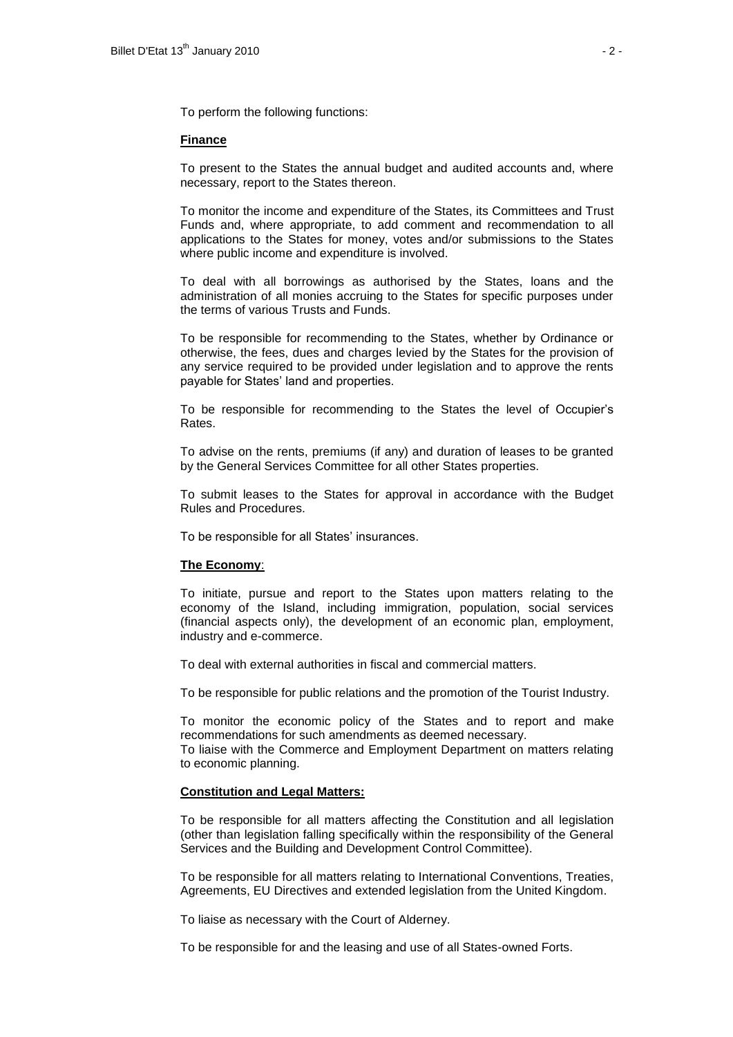To perform the following functions:

**Finance**

To present to the States the annual budget and audited accounts and, where necessary, report to the States thereon.

To monitor the income and expenditure of the States, its Committees and Trust Funds and, where appropriate, to add comment and recommendation to all applications to the States for money, votes and/or submissions to the States where public income and expenditure is involved.

To deal with all borrowings as authorised by the States, loans and the administration of all monies accruing to the States for specific purposes under the terms of various Trusts and Funds.

To be responsible for recommending to the States, whether by Ordinance or otherwise, the fees, dues and charges levied by the States for the provision of any service required to be provided under legislation and to approve the rents payable for States' land and properties.

To be responsible for recommending to the States the level of Occupier's Rates.

To advise on the rents, premiums (if any) and duration of leases to be granted by the General Services Committee for all other States properties.

To submit leases to the States for approval in accordance with the Budget Rules and Procedures.

To be responsible for all States' insurances.

**The Economy**:

To initiate, pursue and report to the States upon matters relating to the economy of the Island, including immigration, population, social services (financial aspects only), the development of an economic plan, employment, industry and e-commerce.

To deal with external authorities in fiscal and commercial matters.

To be responsible for public relations and the promotion of the Tourist Industry.

To monitor the economic policy of the States and to report and make recommendations for such amendments as deemed necessary.
To liaise with the Commerce and Employment Department on matters relating to economic planning.

**Constitution and Legal Matters:**

To be responsible for all matters affecting the Constitution and all legislation (other than legislation falling specifically within the responsibility of the General Services and the Building and Development Control Committee).

To be responsible for all matters relating to International Conventions, Treaties, Agreements, EU Directives and extended legislation from the United Kingdom.

To liaise as necessary with the Court of Alderney.

To be responsible for and the leasing and use of all States-owned Forts.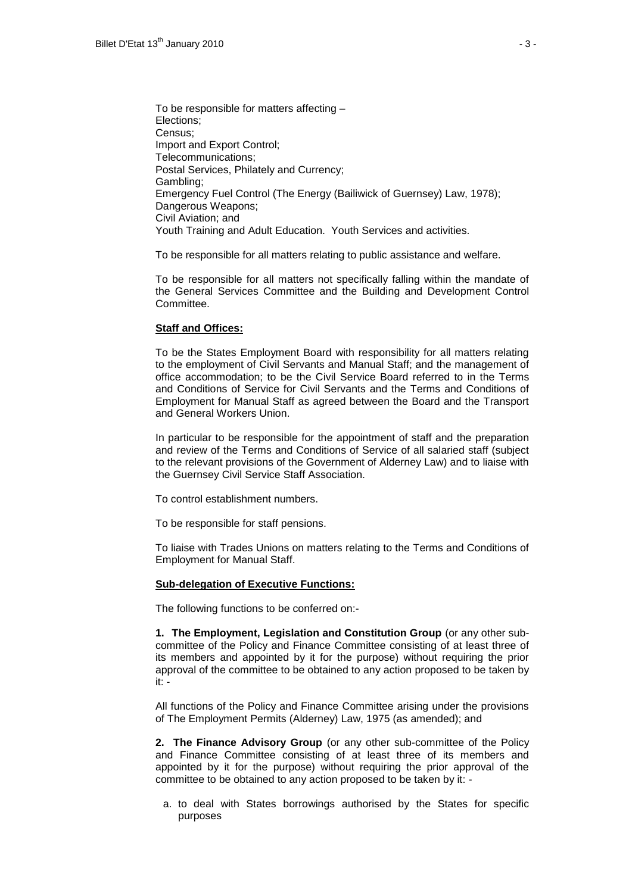To be responsible for matters affecting –
Elections;
Census;
Import and Export Control;
Telecommunications;
Postal Services, Philately and Currency;
Gambling;
Emergency Fuel Control (The Energy (Bailiwick of Guernsey) Law, 1978);
Dangerous Weapons;
Civil Aviation; and
Youth Training and Adult Education. Youth Services and activities.

To be responsible for all matters relating to public assistance and welfare.

To be responsible for all matters not specifically falling within the mandate of the General Services Committee and the Building and Development Control Committee.

**Staff and Offices:**

To be the States Employment Board with responsibility for all matters relating to the employment of Civil Servants and Manual Staff; and the management of office accommodation; to be the Civil Service Board referred to in the Terms and Conditions of Service for Civil Servants and the Terms and Conditions of Employment for Manual Staff as agreed between the Board and the Transport and General Workers Union.

In particular to be responsible for the appointment of staff and the preparation and review of the Terms and Conditions of Service of all salaried staff (subject to the relevant provisions of the Government of Alderney Law) and to liaise with the Guernsey Civil Service Staff Association.

To control establishment numbers.

To be responsible for staff pensions.

To liaise with Trades Unions on matters relating to the Terms and Conditions of Employment for Manual Staff.

**Sub-delegation of Executive Functions:**

The following functions to be conferred on:-

**1. The Employment, Legislation and Constitution Group** (or any other sub-committee of the Policy and Finance Committee consisting of at least three of its members and appointed by it for the purpose) without requiring the prior approval of the committee to be obtained to any action proposed to be taken by it: -

All functions of the Policy and Finance Committee arising under the provisions of The Employment Permits (Alderney) Law, 1975 (as amended); and

**2. The Finance Advisory Group** (or any other sub-committee of the Policy and Finance Committee consisting of at least three of its members and appointed by it for the purpose) without requiring the prior approval of the committee to be obtained to any action proposed to be taken by it: -

a. to deal with States borrowings authorised by the States for specific purposes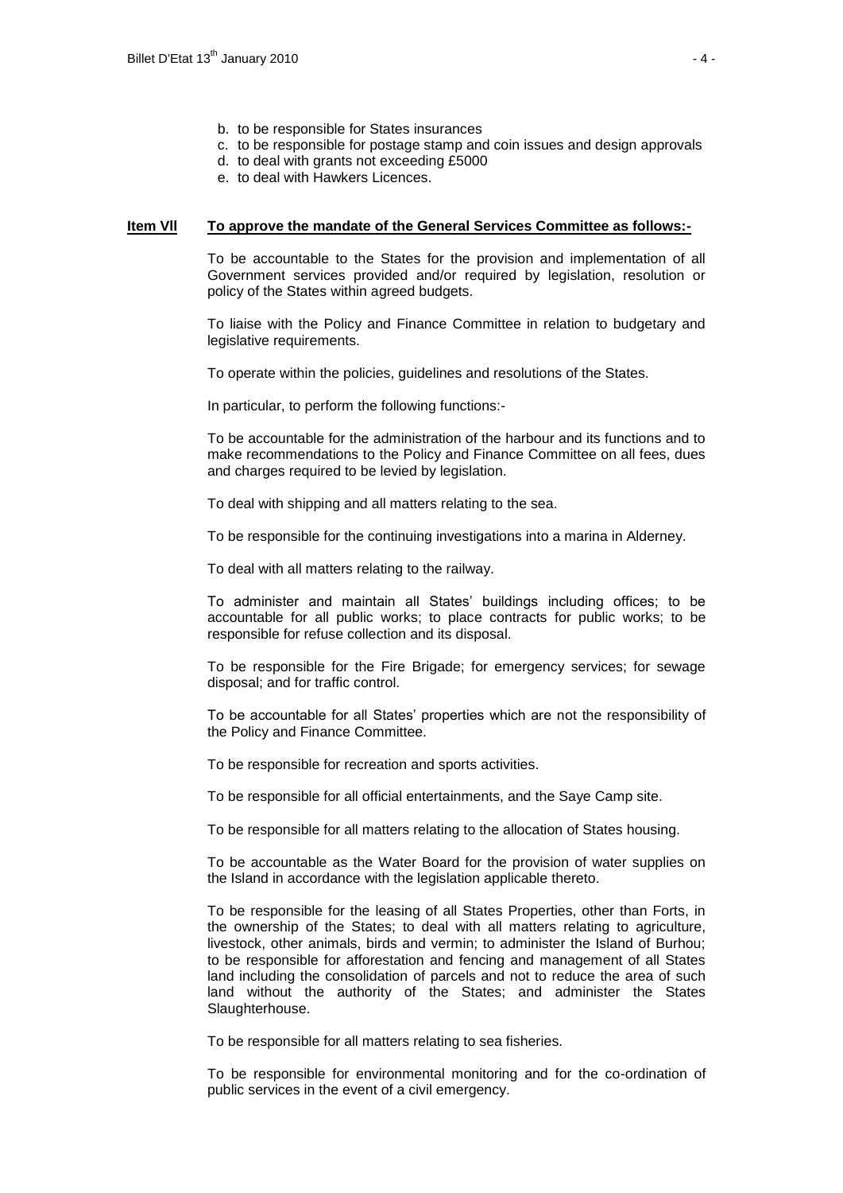b. to be responsible for States insurances
c. to be responsible for postage stamp and coin issues and design approvals
d. to deal with grants not exceeding £5000
e. to deal with Hawkers Licences.

**Item VII To approve the mandate of the General Services Committee as follows:-**

To be accountable to the States for the provision and implementation of all Government services provided and/or required by legislation, resolution or policy of the States within agreed budgets.

To liaise with the Policy and Finance Committee in relation to budgetary and legislative requirements.

To operate within the policies, guidelines and resolutions of the States.

In particular, to perform the following functions:-

To be accountable for the administration of the harbour and its functions and to make recommendations to the Policy and Finance Committee on all fees, dues and charges required to be levied by legislation.

To deal with shipping and all matters relating to the sea.

To be responsible for the continuing investigations into a marina in Alderney.

To deal with all matters relating to the railway.

To administer and maintain all States' buildings including offices; to be accountable for all public works; to place contracts for public works; to be responsible for refuse collection and its disposal.

To be responsible for the Fire Brigade; for emergency services; for sewage disposal; and for traffic control.

To be accountable for all States' properties which are not the responsibility of the Policy and Finance Committee.

To be responsible for recreation and sports activities.

To be responsible for all official entertainments, and the Saye Camp site.

To be responsible for all matters relating to the allocation of States housing.

To be accountable as the Water Board for the provision of water supplies on the Island in accordance with the legislation applicable thereto.

To be responsible for the leasing of all States Properties, other than Forts, in the ownership of the States; to deal with all matters relating to agriculture, livestock, other animals, birds and vermin; to administer the Island of Burhou; to be responsible for afforestation and fencing and management of all States land including the consolidation of parcels and not to reduce the area of such land without the authority of the States; and administer the States Slaughterhouse.

To be responsible for all matters relating to sea fisheries.

To be responsible for environmental monitoring and for the co-ordination of public services in the event of a civil emergency.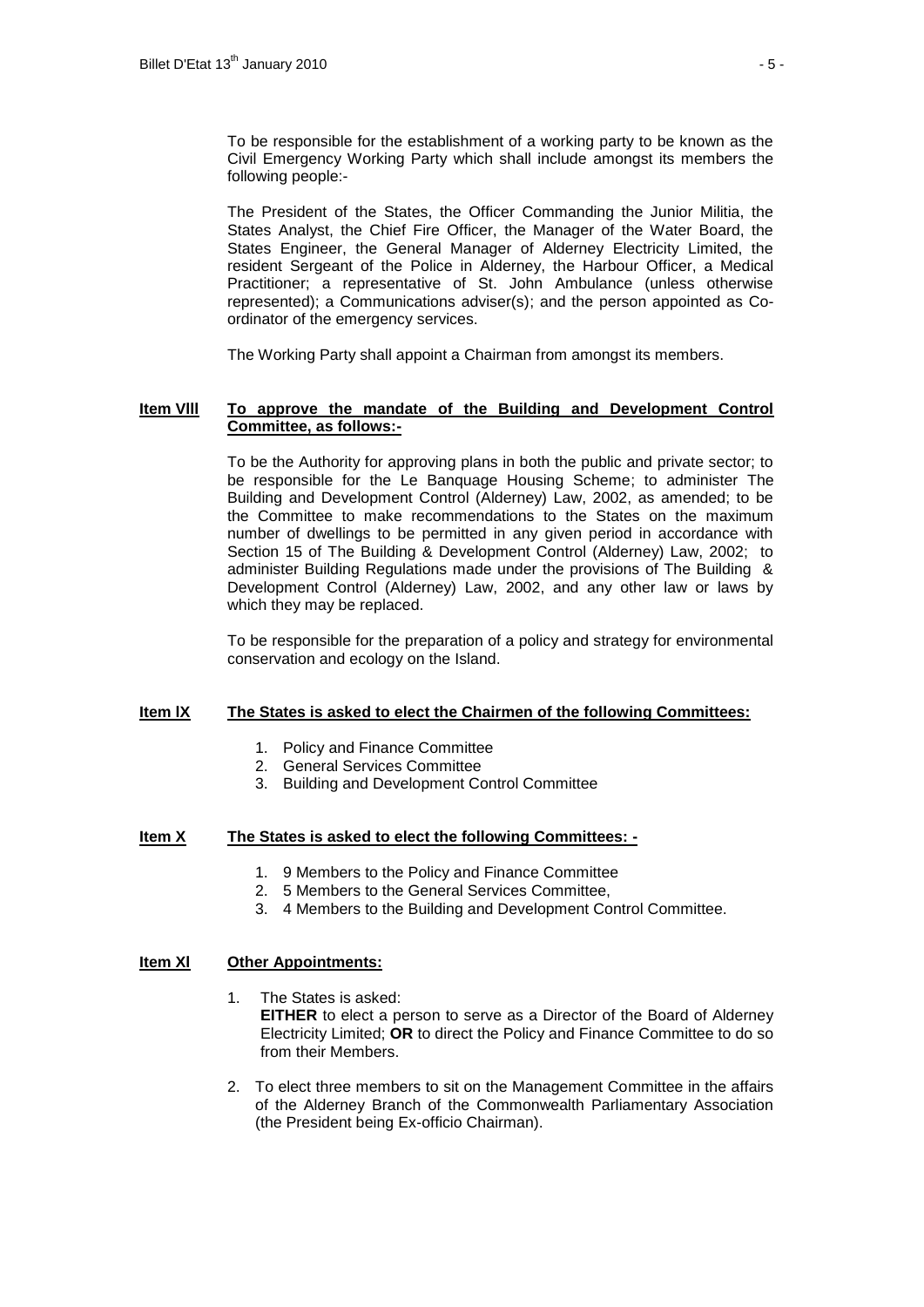To be responsible for the establishment of a working party to be known as the Civil Emergency Working Party which shall include amongst its members the following people:-

The President of the States, the Officer Commanding the Junior Militia, the States Analyst, the Chief Fire Officer, the Manager of the Water Board, the States Engineer, the General Manager of Alderney Electricity Limited, the resident Sergeant of the Police in Alderney, the Harbour Officer, a Medical Practitioner; a representative of St. John Ambulance (unless otherwise represented); a Communications adviser(s); and the person appointed as Co-ordinator of the emergency services.

The Working Party shall appoint a Chairman from amongst its members.

**Item VIII** **To approve the mandate of the Building and Development Control Committee, as follows:-**

To be the Authority for approving plans in both the public and private sector; to be responsible for the Le Banquage Housing Scheme; to administer The Building and Development Control (Alderney) Law, 2002, as amended; to be the Committee to make recommendations to the States on the maximum number of dwellings to be permitted in any given period in accordance with Section 15 of The Building & Development Control (Alderney) Law, 2002; to administer Building Regulations made under the provisions of The Building & Development Control (Alderney) Law, 2002, and any other law or laws by which they may be replaced.

To be responsible for the preparation of a policy and strategy for environmental conservation and ecology on the Island.

**Item IX** **The States is asked to elect the Chairmen of the following Committees:**

1. Policy and Finance Committee
2. General Services Committee
3. Building and Development Control Committee

**Item X** **The States is asked to elect the following Committees: -**

1. 9 Members to the Policy and Finance Committee
2. 5 Members to the General Services Committee,
3. 4 Members to the Building and Development Control Committee.

**Item XI** **Other Appointments:**

1. The States is asked:
   **EITHER** to elect a person to serve as a Director of the Board of Alderney Electricity Limited; **OR** to direct the Policy and Finance Committee to do so from their Members.

2. To elect three members to sit on the Management Committee in the affairs of the Alderney Branch of the Commonwealth Parliamentary Association (the President being Ex-officio Chairman).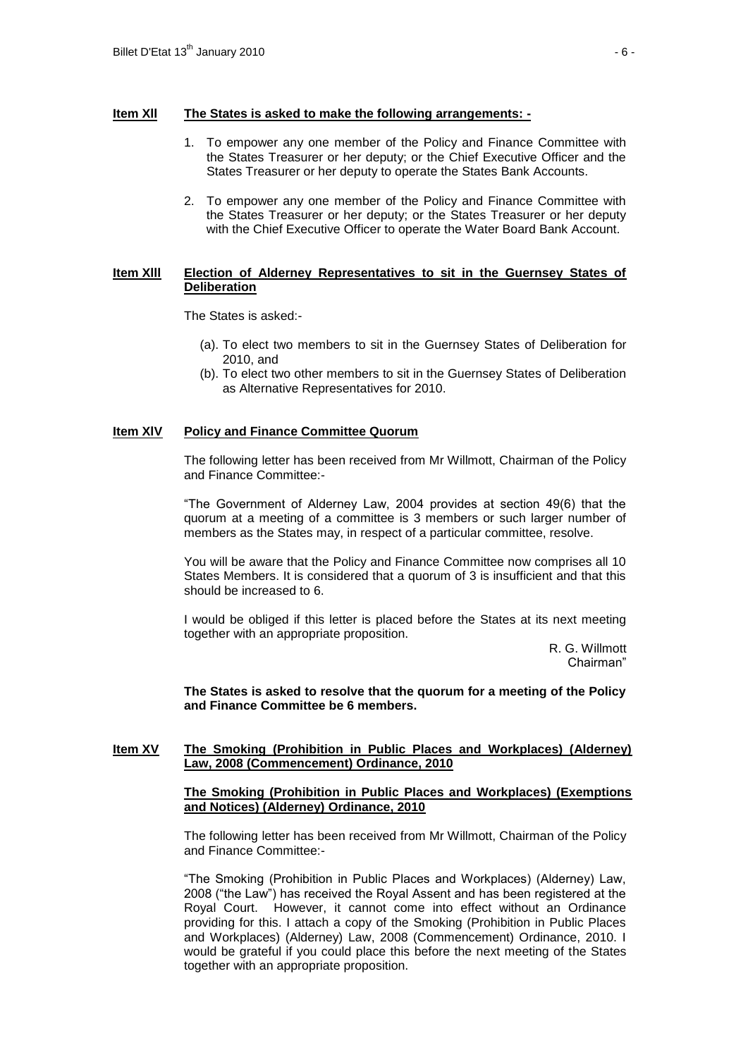**Item XII** **The States is asked to make the following arrangements: -**

1. To empower any one member of the Policy and Finance Committee with the States Treasurer or her deputy; or the Chief Executive Officer and the States Treasurer or her deputy to operate the States Bank Accounts.
2. To empower any one member of the Policy and Finance Committee with the States Treasurer or her deputy; or the States Treasurer or her deputy with the Chief Executive Officer to operate the Water Board Bank Account.

**Item XIII** **Election of Alderney Representatives to sit in the Guernsey States of Deliberation**

The States is asked:-

(a). To elect two members to sit in the Guernsey States of Deliberation for 2010, and

(b). To elect two other members to sit in the Guernsey States of Deliberation as Alternative Representatives for 2010.

**Item XIV** **Policy and Finance Committee Quorum**

The following letter has been received from Mr Willmott, Chairman of the Policy and Finance Committee:-

"The Government of Alderney Law, 2004 provides at section 49(6) that the quorum at a meeting of a committee is 3 members or such larger number of members as the States may, in respect of a particular committee, resolve.

You will be aware that the Policy and Finance Committee now comprises all 10 States Members. It is considered that a quorum of 3 is insufficient and that this should be increased to 6.

I would be obliged if this letter is placed before the States at its next meeting together with an appropriate proposition.

R. G. Willmott
Chairman"

**The States is asked to resolve that the quorum for a meeting of the Policy and Finance Committee be 6 members.**

**Item XV** **The Smoking (Prohibition in Public Places and Workplaces) (Alderney) Law, 2008 (Commencement) Ordinance, 2010**

**The Smoking (Prohibition in Public Places and Workplaces) (Exemptions and Notices) (Alderney) Ordinance, 2010**

The following letter has been received from Mr Willmott, Chairman of the Policy and Finance Committee:-

"The Smoking (Prohibition in Public Places and Workplaces) (Alderney) Law, 2008 ("the Law") has received the Royal Assent and has been registered at the Royal Court. However, it cannot come into effect without an Ordinance providing for this. I attach a copy of the Smoking (Prohibition in Public Places and Workplaces) (Alderney) Law, 2008 (Commencement) Ordinance, 2010. I would be grateful if you could place this before the next meeting of the States together with an appropriate proposition.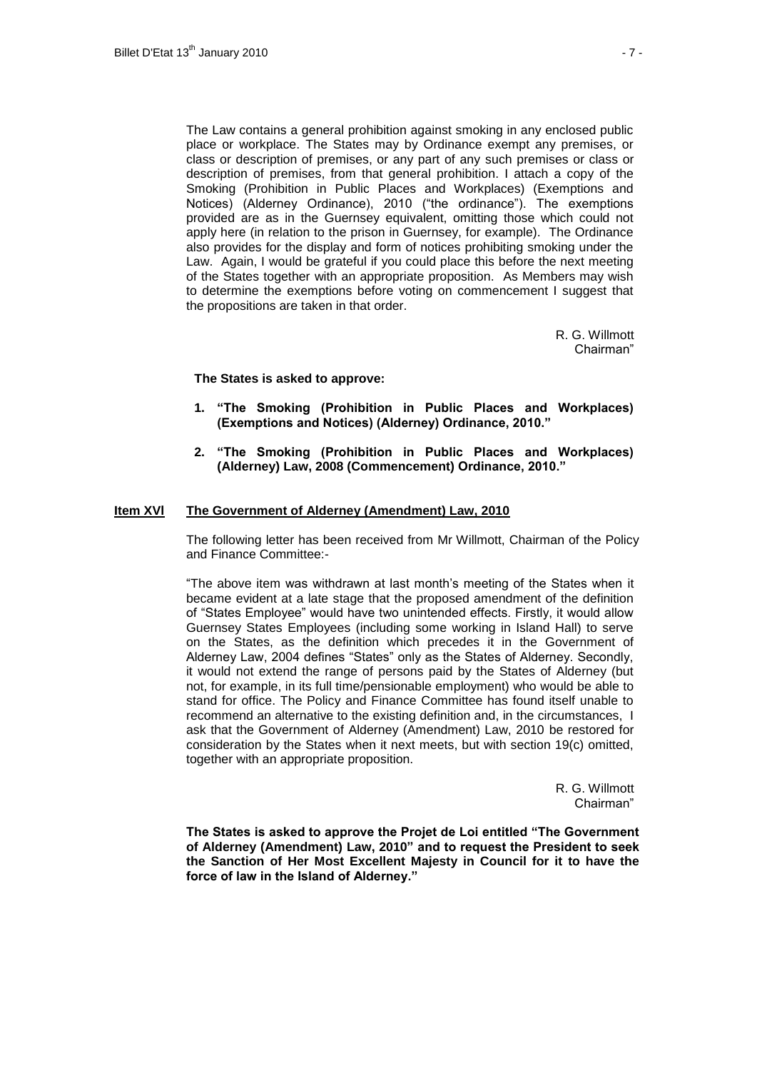The Law contains a general prohibition against smoking in any enclosed public place or workplace. The States may by Ordinance exempt any premises, or class or description of premises, or any part of any such premises or class or description of premises, from that general prohibition. I attach a copy of the Smoking (Prohibition in Public Places and Workplaces) (Exemptions and Notices) (Alderney Ordinance), 2010 ("the ordinance"). The exemptions provided are as in the Guernsey equivalent, omitting those which could not apply here (in relation to the prison in Guernsey, for example). The Ordinance also provides for the display and form of notices prohibiting smoking under the Law. Again, I would be grateful if you could place this before the next meeting of the States together with an appropriate proposition. As Members may wish to determine the exemptions before voting on commencement I suggest that the propositions are taken in that order.

R. G. Willmott
Chairman"

**The States is asked to approve:**

1. **"The Smoking (Prohibition in Public Places and Workplaces) (Exemptions and Notices) (Alderney) Ordinance, 2010."**

2. **"The Smoking (Prohibition in Public Places and Workplaces) (Alderney) Law, 2008 (Commencement) Ordinance, 2010."**

## Item XVI The Government of Alderney (Amendment) Law, 2010

The following letter has been received from Mr Willmott, Chairman of the Policy and Finance Committee:-

"The above item was withdrawn at last month's meeting of the States when it became evident at a late stage that the proposed amendment of the definition of "States Employee" would have two unintended effects. Firstly, it would allow Guernsey States Employees (including some working in Island Hall) to serve on the States, as the definition which precedes it in the Government of Alderney Law, 2004 defines "States" only as the States of Alderney. Secondly, it would not extend the range of persons paid by the States of Alderney (but not, for example, in its full time/pensionable employment) who would be able to stand for office. The Policy and Finance Committee has found itself unable to recommend an alternative to the existing definition and, in the circumstances, I ask that the Government of Alderney (Amendment) Law, 2010 be restored for consideration by the States when it next meets, but with section 19(c) omitted, together with an appropriate proposition.

R. G. Willmott
Chairman"

**The States is asked to approve the Projet de Loi entitled "The Government of Alderney (Amendment) Law, 2010" and to request the President to seek the Sanction of Her Most Excellent Majesty in Council for it to have the force of law in the Island of Alderney."**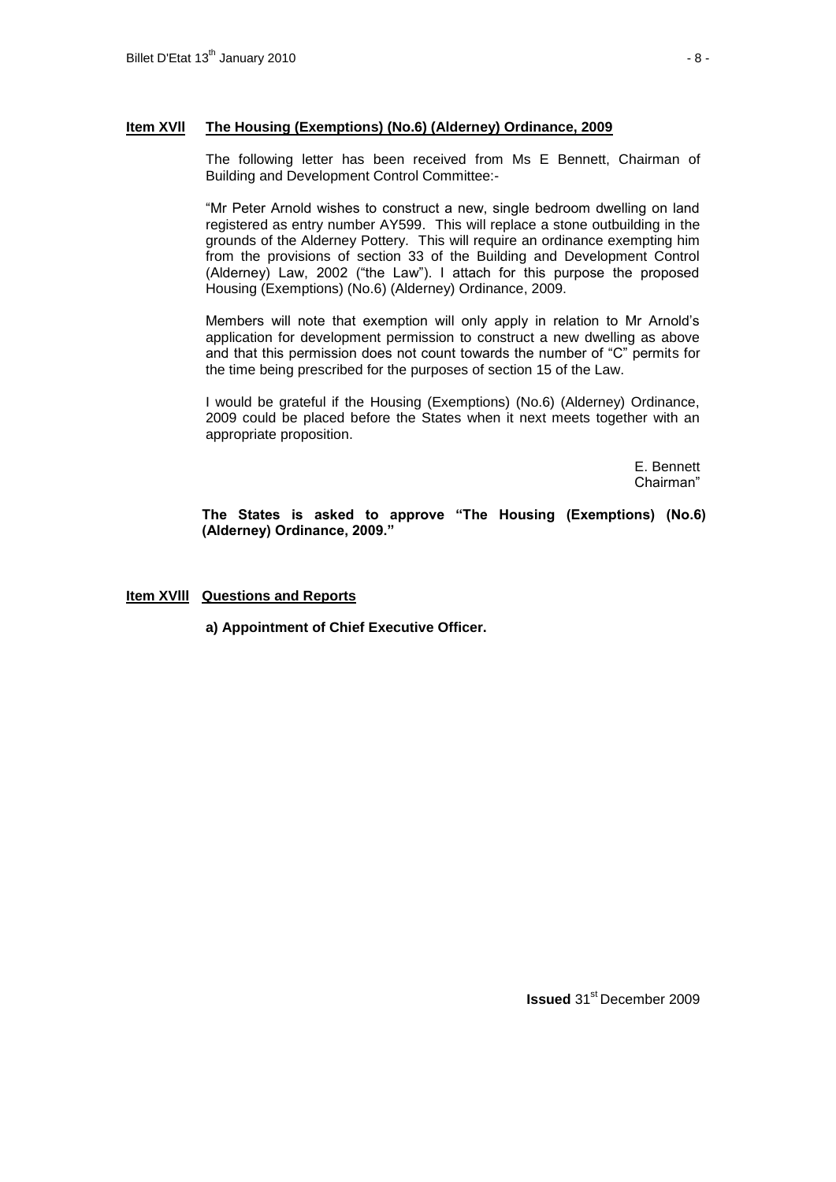**Item XVII The Housing (Exemptions) (No.6) (Alderney) Ordinance, 2009**

The following letter has been received from Ms E Bennett, Chairman of Building and Development Control Committee:-

"Mr Peter Arnold wishes to construct a new, single bedroom dwelling on land registered as entry number AY599. This will replace a stone outbuilding in the grounds of the Alderney Pottery. This will require an ordinance exempting him from the provisions of section 33 of the Building and Development Control (Alderney) Law, 2002 ("the Law"). I attach for this purpose the proposed Housing (Exemptions) (No.6) (Alderney) Ordinance, 2009.

Members will note that exemption will only apply in relation to Mr Arnold's application for development permission to construct a new dwelling as above and that this permission does not count towards the number of "C" permits for the time being prescribed for the purposes of section 15 of the Law.

I would be grateful if the Housing (Exemptions) (No.6) (Alderney) Ordinance, 2009 could be placed before the States when it next meets together with an appropriate proposition.

E. Bennett
Chairman"

**The States is asked to approve "The Housing (Exemptions) (No.6) (Alderney) Ordinance, 2009."**

**Item XVIII Questions and Reports**

**a) Appointment of Chief Executive Officer.**

**Issued** 31st December 2009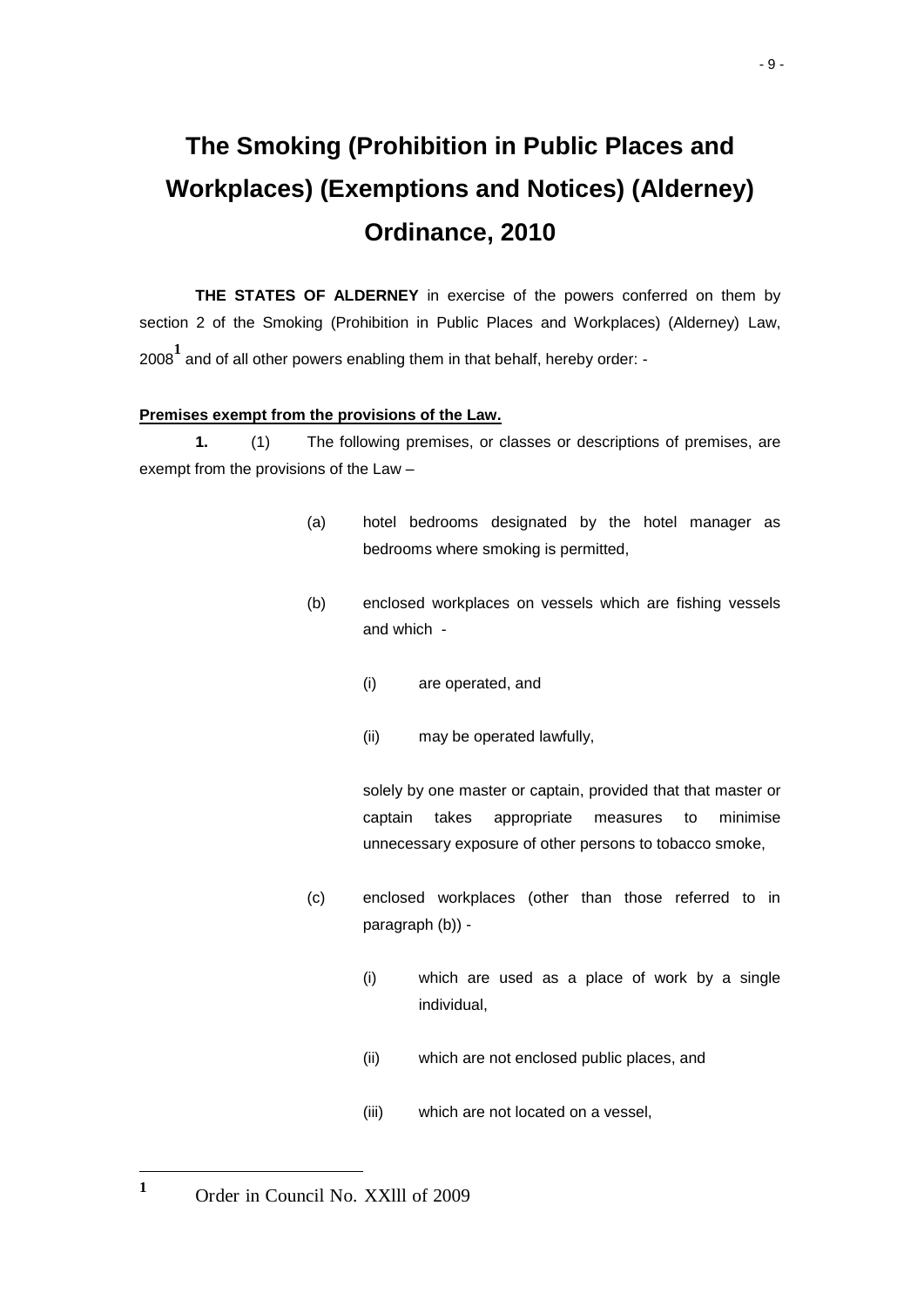# The Smoking (Prohibition in Public Places and Workplaces) (Exemptions and Notices) (Alderney) Ordinance, 2010

**THE STATES OF ALDERNEY** in exercise of the powers conferred on them by section 2 of the Smoking (Prohibition in Public Places and Workplaces) (Alderney) Law, 2008[1] and of all other powers enabling them in that behalf, hereby order: -

**Premises exempt from the provisions of the Law.**

**1.** (1) The following premises, or classes or descriptions of premises, are exempt from the provisions of the Law –

(a) hotel bedrooms designated by the hotel manager as bedrooms where smoking is permitted,

(b) enclosed workplaces on vessels which are fishing vessels and which -

(i) are operated, and

(ii) may be operated lawfully,

solely by one master or captain, provided that that master or captain takes appropriate measures to minimise unnecessary exposure of other persons to tobacco smoke,

(c) enclosed workplaces (other than those referred to in paragraph (b)) -

(i) which are used as a place of work by a single individual,

(ii) which are not enclosed public places, and

(iii) which are not located on a vessel,

---

[1] Order in Council No. XXlll of 2009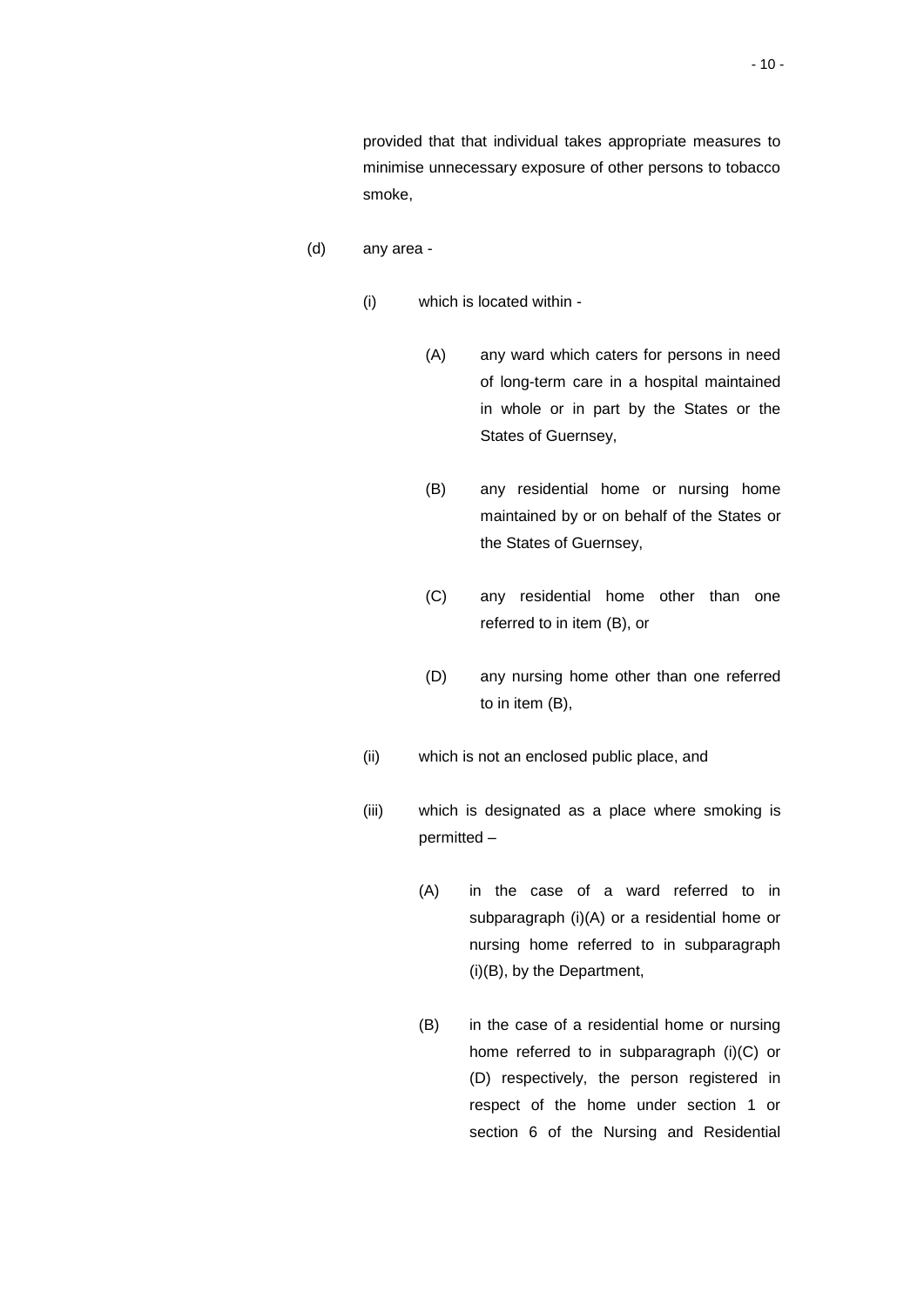provided that that individual takes appropriate measures to minimise unnecessary exposure of other persons to tobacco smoke,

(d) any area -

(i) which is located within -

(A) any ward which caters for persons in need of long-term care in a hospital maintained in whole or in part by the States or the States of Guernsey,

(B) any residential home or nursing home maintained by or on behalf of the States or the States of Guernsey,

(C) any residential home other than one referred to in item (B), or

(D) any nursing home other than one referred to in item (B),

(ii) which is not an enclosed public place, and

(iii) which is designated as a place where smoking is permitted –

(A) in the case of a ward referred to in subparagraph (i)(A) or a residential home or nursing home referred to in subparagraph (i)(B), by the Department,

(B) in the case of a residential home or nursing home referred to in subparagraph (i)(C) or (D) respectively, the person registered in respect of the home under section 1 or section 6 of the Nursing and Residential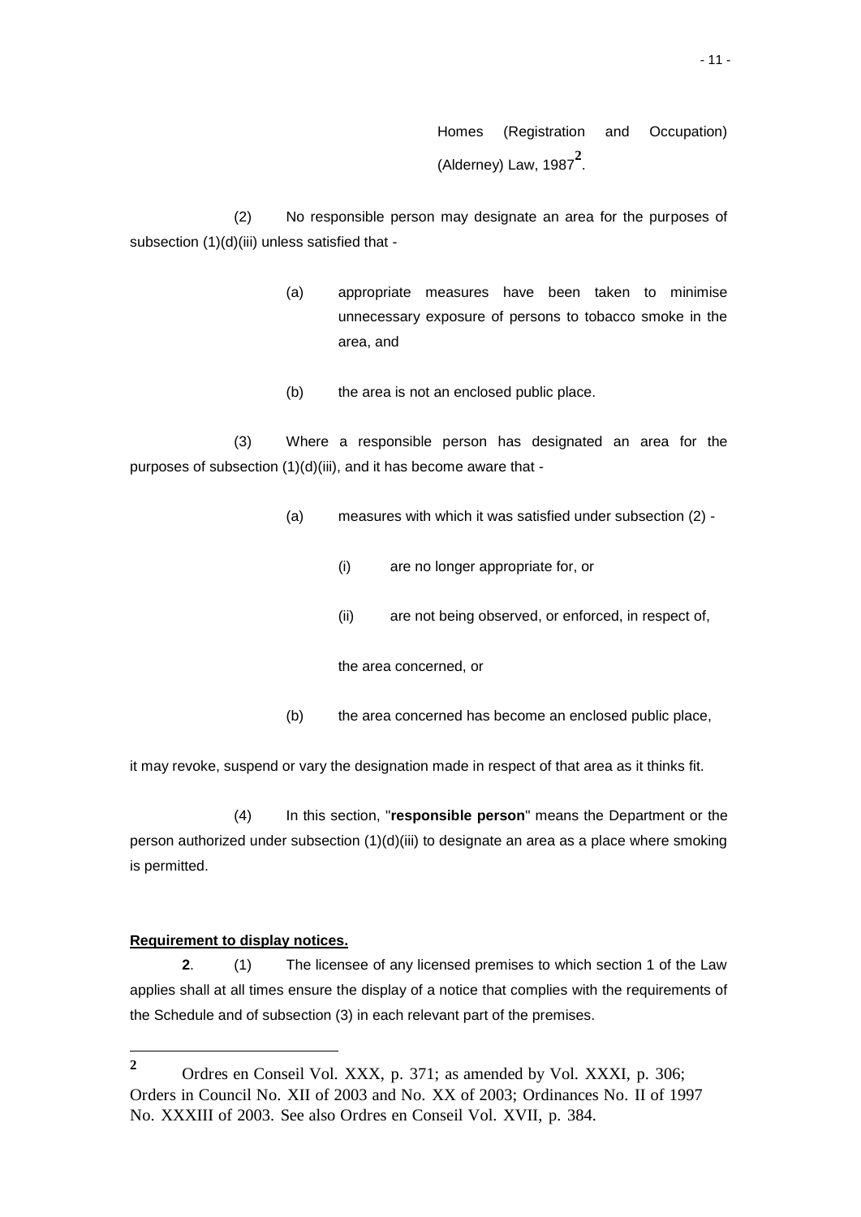Homes (Registration and Occupation) (Alderney) Law, 1987[2].

(2) No responsible person may designate an area for the purposes of subsection (1)(d)(iii) unless satisfied that -

(a) appropriate measures have been taken to minimise unnecessary exposure of persons to tobacco smoke in the area, and

(b) the area is not an enclosed public place.

(3) Where a responsible person has designated an area for the purposes of subsection (1)(d)(iii), and it has become aware that -

(a) measures with which it was satisfied under subsection (2) -

(i) are no longer appropriate for, or

(ii) are not being observed, or enforced, in respect of,

the area concerned, or

(b) the area concerned has become an enclosed public place,

it may revoke, suspend or vary the designation made in respect of that area as it thinks fit.

(4) In this section, "**responsible person**" means the Department or the person authorized under subsection (1)(d)(iii) to designate an area as a place where smoking is permitted.

**Requirement to display notices.**

**2**. (1) The licensee of any licensed premises to which section 1 of the Law applies shall at all times ensure the display of a notice that complies with the requirements of the Schedule and of subsection (3) in each relevant part of the premises.

---

[2] Ordres en Conseil Vol. XXX, p. 371; as amended by Vol. XXXI, p. 306; Orders in Council No. XII of 2003 and No. XX of 2003; Ordinances No. II of 1997 No. XXXIII of 2003. See also Ordres en Conseil Vol. XVII, p. 384.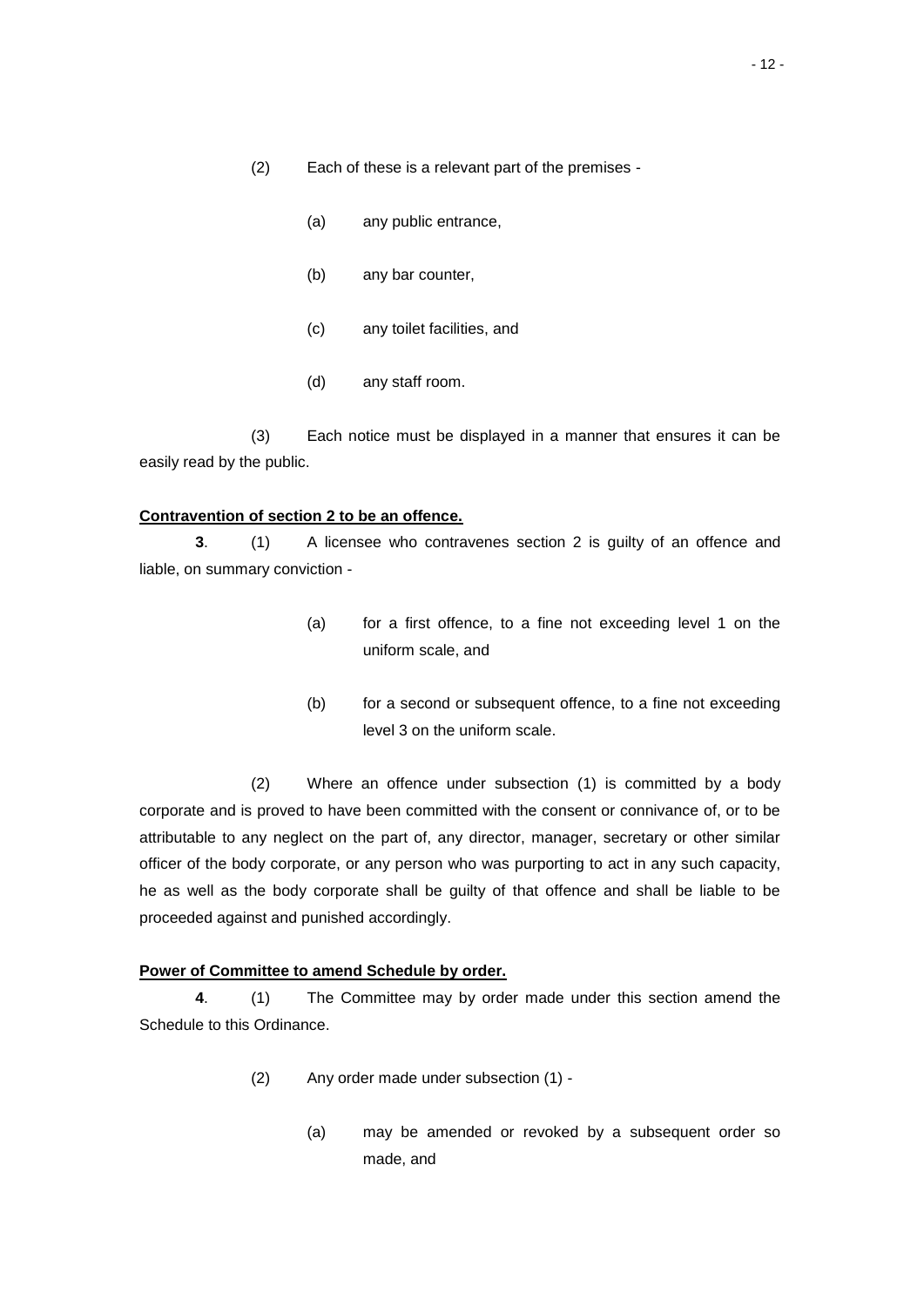(2) Each of these is a relevant part of the premises -

(a) any public entrance,

(b) any bar counter,

(c) any toilet facilities, and

(d) any staff room.

(3) Each notice must be displayed in a manner that ensures it can be easily read by the public.

**Contravention of section 2 to be an offence.**

**3**. (1) A licensee who contravenes section 2 is guilty of an offence and liable, on summary conviction -

(a) for a first offence, to a fine not exceeding level 1 on the uniform scale, and

(b) for a second or subsequent offence, to a fine not exceeding level 3 on the uniform scale.

(2) Where an offence under subsection (1) is committed by a body corporate and is proved to have been committed with the consent or connivance of, or to be attributable to any neglect on the part of, any director, manager, secretary or other similar officer of the body corporate, or any person who was purporting to act in any such capacity, he as well as the body corporate shall be guilty of that offence and shall be liable to be proceeded against and punished accordingly.

**Power of Committee to amend Schedule by order.**

**4**. (1) The Committee may by order made under this section amend the Schedule to this Ordinance.

(2) Any order made under subsection (1) -

(a) may be amended or revoked by a subsequent order so made, and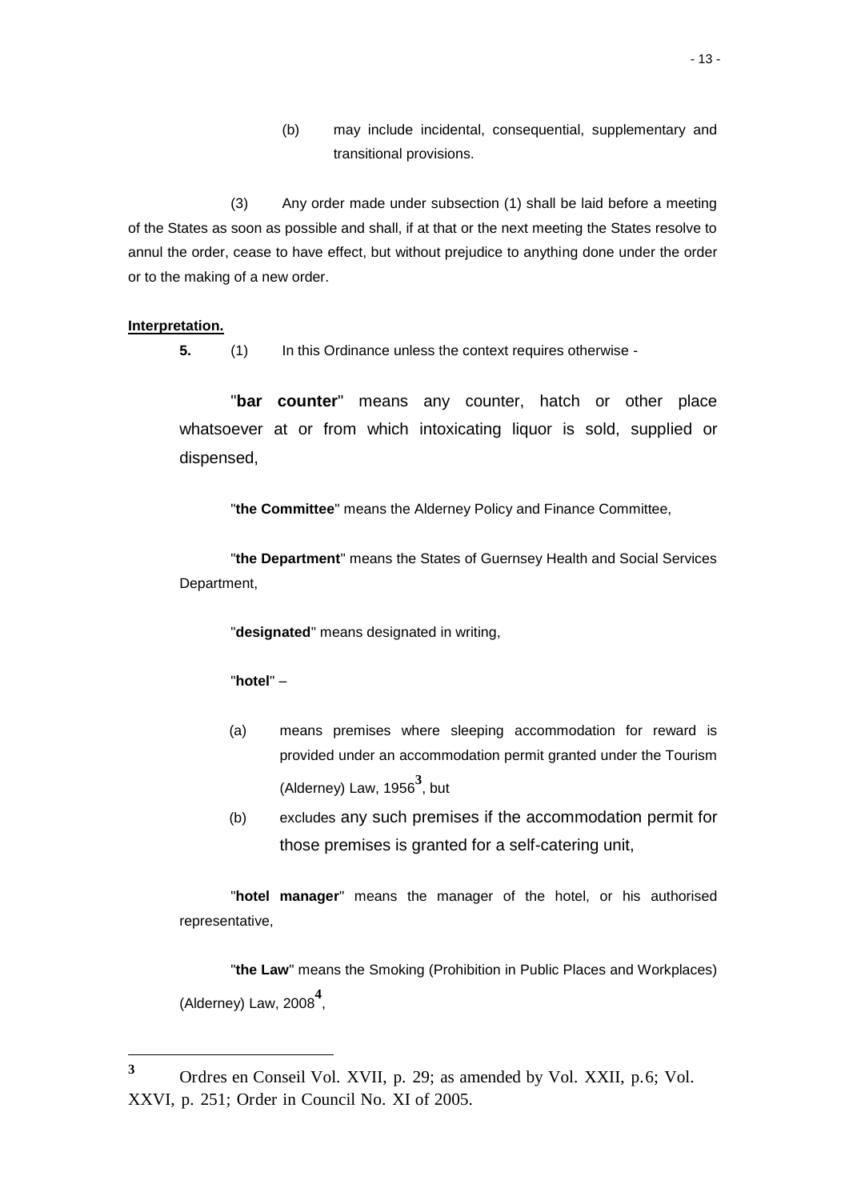(b) may include incidental, consequential, supplementary and transitional provisions.

(3) Any order made under subsection (1) shall be laid before a meeting of the States as soon as possible and shall, if at that or the next meeting the States resolve to annul the order, cease to have effect, but without prejudice to anything done under the order or to the making of a new order.

**Interpretation.**

**5.** (1) In this Ordinance unless the context requires otherwise -

"**bar counter**" means any counter, hatch or other place whatsoever at or from which intoxicating liquor is sold, supplied or dispensed,

"**the Committee**" means the Alderney Policy and Finance Committee,

"**the Department**" means the States of Guernsey Health and Social Services Department,

"**designated**" means designated in writing,

"**hotel**" –

(a) means premises where sleeping accommodation for reward is provided under an accommodation permit granted under the Tourism (Alderney) Law, 1956[3], but

(b) excludes any such premises if the accommodation permit for those premises is granted for a self-catering unit,

"**hotel manager**" means the manager of the hotel, or his authorised representative,

"**the Law**" means the Smoking (Prohibition in Public Places and Workplaces) (Alderney) Law, 2008[4],

---

[3] Ordres en Conseil Vol. XVII, p. 29; as amended by Vol. XXII, p.6; Vol. XXVI, p. 251; Order in Council No. XI of 2005.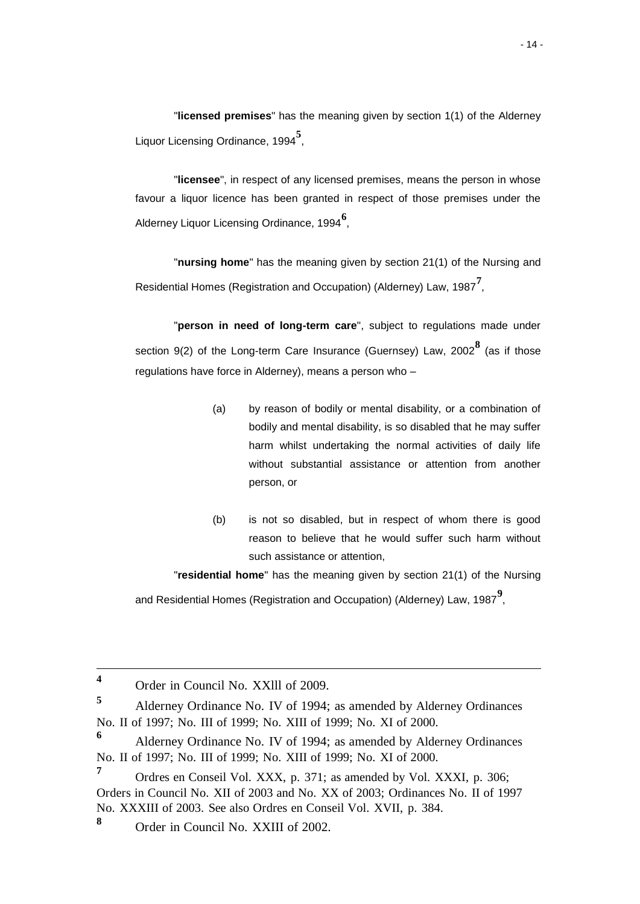"**licensed premises**" has the meaning given by section 1(1) of the Alderney Liquor Licensing Ordinance, 1994[5],

"**licensee**", in respect of any licensed premises, means the person in whose favour a liquor licence has been granted in respect of those premises under the Alderney Liquor Licensing Ordinance, 1994[6],

"**nursing home**" has the meaning given by section 21(1) of the Nursing and Residential Homes (Registration and Occupation) (Alderney) Law, 1987[7],

"**person in need of long-term care**", subject to regulations made under section 9(2) of the Long-term Care Insurance (Guernsey) Law, 2002[8] (as if those regulations have force in Alderney), means a person who –

(a) by reason of bodily or mental disability, or a combination of bodily and mental disability, is so disabled that he may suffer harm whilst undertaking the normal activities of daily life without substantial assistance or attention from another person, or

(b) is not so disabled, but in respect of whom there is good reason to believe that he would suffer such harm without such assistance or attention,

"**residential home**" has the meaning given by section 21(1) of the Nursing and Residential Homes (Registration and Occupation) (Alderney) Law, 1987[9],

---

[4] Order in Council No. XXlll of 2009.

[5] Alderney Ordinance No. IV of 1994; as amended by Alderney Ordinances No. II of 1997; No. III of 1999; No. XIII of 1999; No. XI of 2000.

[6] Alderney Ordinance No. IV of 1994; as amended by Alderney Ordinances No. II of 1997; No. III of 1999; No. XIII of 1999; No. XI of 2000.

[7] Ordres en Conseil Vol. XXX, p. 371; as amended by Vol. XXXI, p. 306; Orders in Council No. XII of 2003 and No. XX of 2003; Ordinances No. II of 1997 No. XXXIII of 2003. See also Ordres en Conseil Vol. XVII, p. 384.

[8] Order in Council No. XXIII of 2002.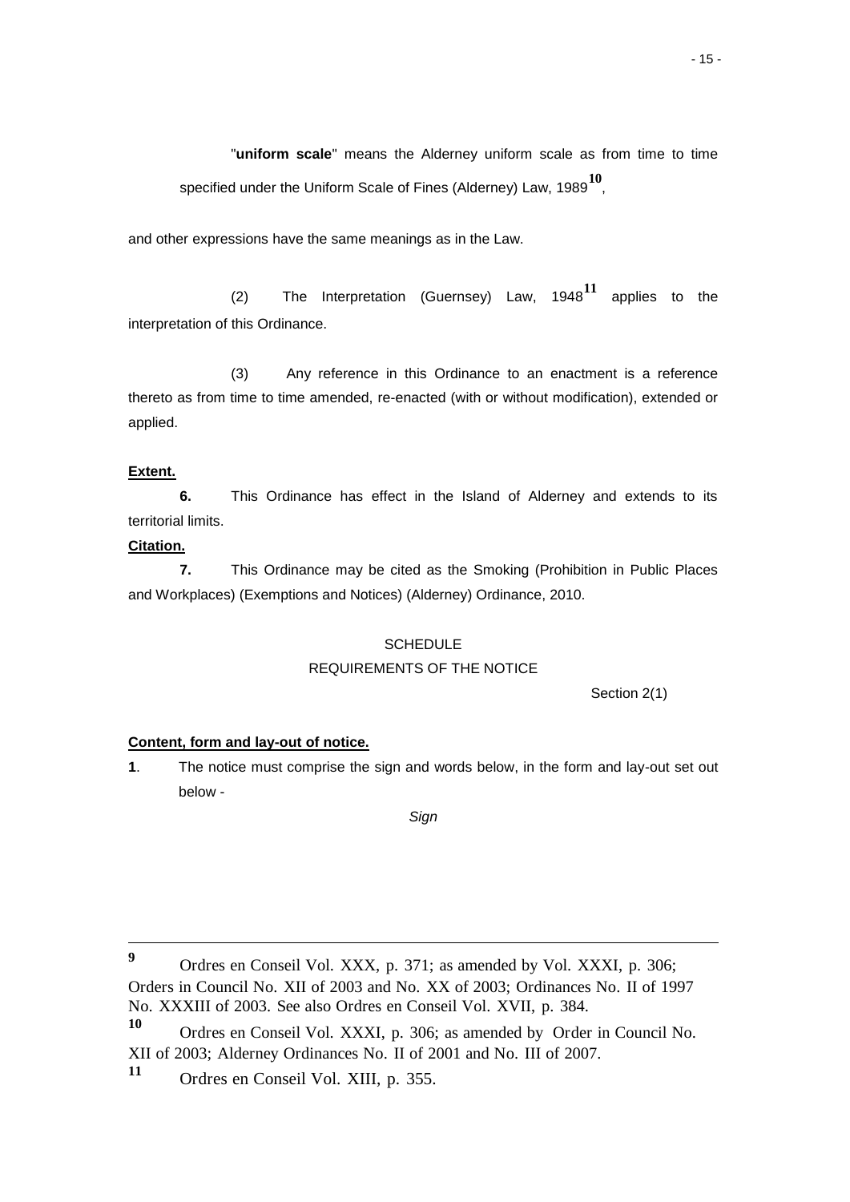"**uniform scale**" means the Alderney uniform scale as from time to time specified under the Uniform Scale of Fines (Alderney) Law, 1989[10],

and other expressions have the same meanings as in the Law.

(2) The Interpretation (Guernsey) Law, 1948[11] applies to the interpretation of this Ordinance.

(3) Any reference in this Ordinance to an enactment is a reference thereto as from time to time amended, re-enacted (with or without modification), extended or applied.

**Extent.**

**6.** This Ordinance has effect in the Island of Alderney and extends to its territorial limits.

**Citation.**

**7.** This Ordinance may be cited as the Smoking (Prohibition in Public Places and Workplaces) (Exemptions and Notices) (Alderney) Ordinance, 2010.

SCHEDULE

REQUIREMENTS OF THE NOTICE

Section 2(1)

**Content, form and lay-out of notice.**

**1**. The notice must comprise the sign and words below, in the form and lay-out set out below -

*Sign*

---

[9] Ordres en Conseil Vol. XXX, p. 371; as amended by Vol. XXXI, p. 306; Orders in Council No. XII of 2003 and No. XX of 2003; Ordinances No. II of 1997 No. XXXIII of 2003. See also Ordres en Conseil Vol. XVII, p. 384.

[10] Ordres en Conseil Vol. XXXI, p. 306; as amended by Order in Council No. XII of 2003; Alderney Ordinances No. II of 2001 and No. III of 2007.

[11] Ordres en Conseil Vol. XIII, p. 355.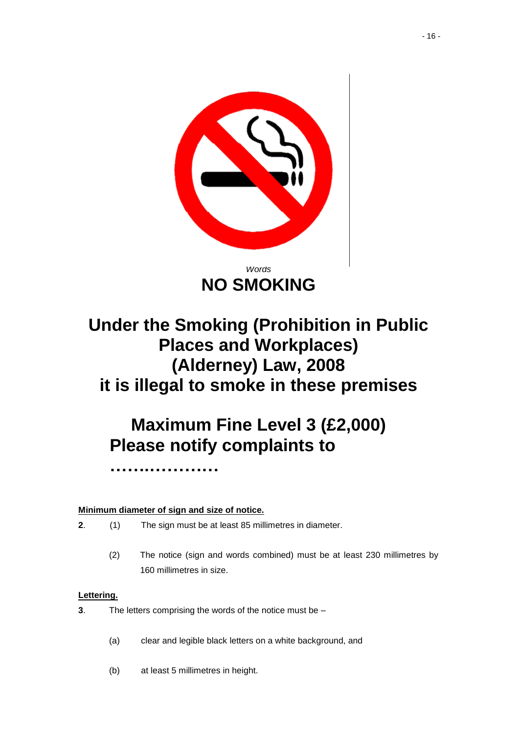*Words*

**NO SMOKING**

**Under the Smoking (Prohibition in Public Places and Workplaces) (Alderney) Law, 2008 it is illegal to smoke in these premises**

**Maximum Fine Level 3 (£2,000)**
**Please notify complaints to**

**……………….**

**Minimum diameter of sign and size of notice.**

**2**. (1) The sign must be at least 85 millimetres in diameter.

(2) The notice (sign and words combined) must be at least 230 millimetres by 160 millimetres in size.

**Lettering.**

**3**. The letters comprising the words of the notice must be –

(a) clear and legible black letters on a white background, and

(b) at least 5 millimetres in height.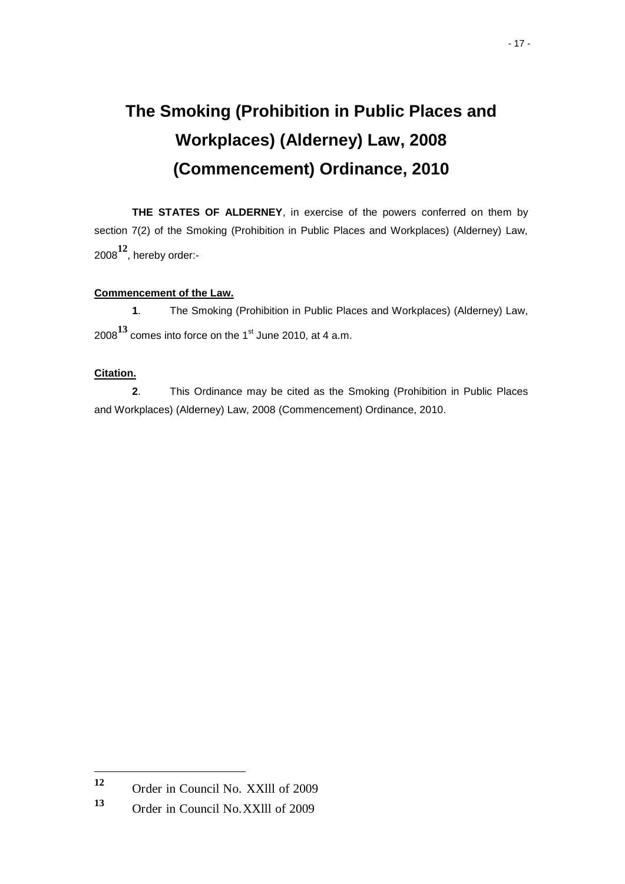# The Smoking (Prohibition in Public Places and Workplaces) (Alderney) Law, 2008 (Commencement) Ordinance, 2010

**THE STATES OF ALDERNEY**, in exercise of the powers conferred on them by section 7(2) of the Smoking (Prohibition in Public Places and Workplaces) (Alderney) Law, 2008[12], hereby order:-

**Commencement of the Law.**

**1**. The Smoking (Prohibition in Public Places and Workplaces) (Alderney) Law, 2008[13] comes into force on the 1st June 2010, at 4 a.m.

**Citation.**

**2**. This Ordinance may be cited as the Smoking (Prohibition in Public Places and Workplaces) (Alderney) Law, 2008 (Commencement) Ordinance, 2010.

---

[12] Order in Council No. XXlll of 2009

[13] Order in Council No.XXlll of 2009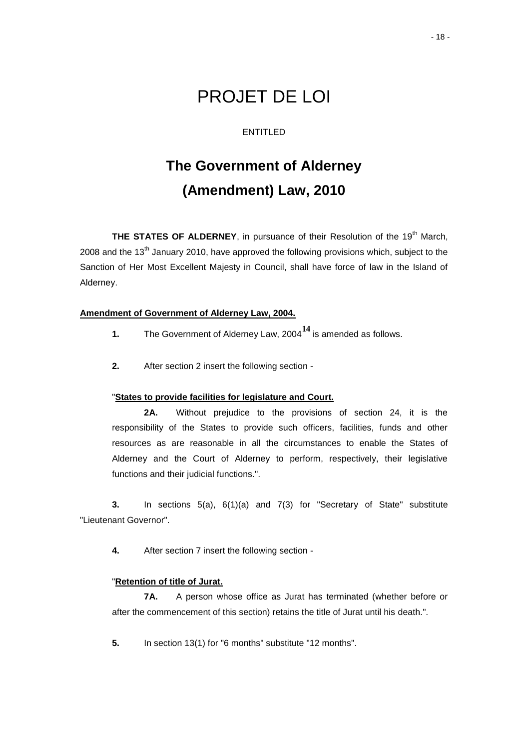# PROJET DE LOI

ENTITLED

## The Government of Alderney (Amendment) Law, 2010

**THE STATES OF ALDERNEY**, in pursuance of their Resolution of the 19th March, 2008 and the 13th January 2010, have approved the following provisions which, subject to the Sanction of Her Most Excellent Majesty in Council, shall have force of law in the Island of Alderney.

**Amendment of Government of Alderney Law, 2004.**

**1.** The Government of Alderney Law, 2004[14] is amended as follows.

**2.** After section 2 insert the following section -

"**States to provide facilities for legislature and Court.**

**2A.** Without prejudice to the provisions of section 24, it is the responsibility of the States to provide such officers, facilities, funds and other resources as are reasonable in all the circumstances to enable the States of Alderney and the Court of Alderney to perform, respectively, their legislative functions and their judicial functions.".

**3.** In sections 5(a), 6(1)(a) and 7(3) for "Secretary of State" substitute "Lieutenant Governor".

**4.** After section 7 insert the following section -

"**Retention of title of Jurat.**

**7A.** A person whose office as Jurat has terminated (whether before or after the commencement of this section) retains the title of Jurat until his death.".

**5.** In section 13(1) for "6 months" substitute "12 months".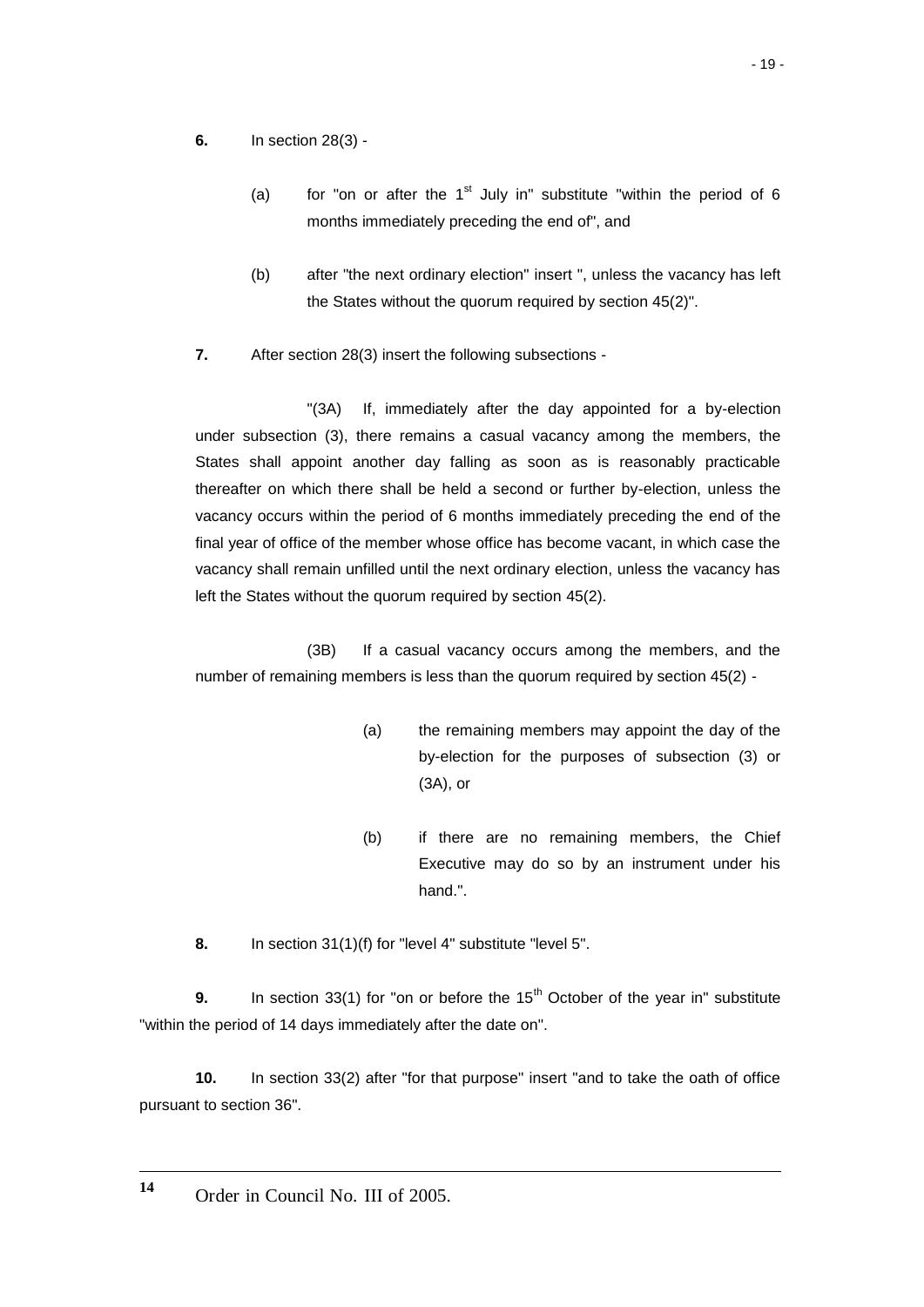**6.** In section 28(3) -

(a) for "on or after the 1st July in" substitute "within the period of 6 months immediately preceding the end of", and

(b) after "the next ordinary election" insert ", unless the vacancy has left the States without the quorum required by section 45(2)".

**7.** After section 28(3) insert the following subsections -

"(3A) If, immediately after the day appointed for a by-election under subsection (3), there remains a casual vacancy among the members, the States shall appoint another day falling as soon as is reasonably practicable thereafter on which there shall be held a second or further by-election, unless the vacancy occurs within the period of 6 months immediately preceding the end of the final year of office of the member whose office has become vacant, in which case the vacancy shall remain unfilled until the next ordinary election, unless the vacancy has left the States without the quorum required by section 45(2).

(3B) If a casual vacancy occurs among the members, and the number of remaining members is less than the quorum required by section 45(2) -

(a) the remaining members may appoint the day of the by-election for the purposes of subsection (3) or (3A), or

(b) if there are no remaining members, the Chief Executive may do so by an instrument under his hand.".

**8.** In section 31(1)(f) for "level 4" substitute "level 5".

**9.** In section 33(1) for "on or before the 15th October of the year in" substitute "within the period of 14 days immediately after the date on".

**10.** In section 33(2) after "for that purpose" insert "and to take the oath of office pursuant to section 36".

---

[14] Order in Council No. III of 2005.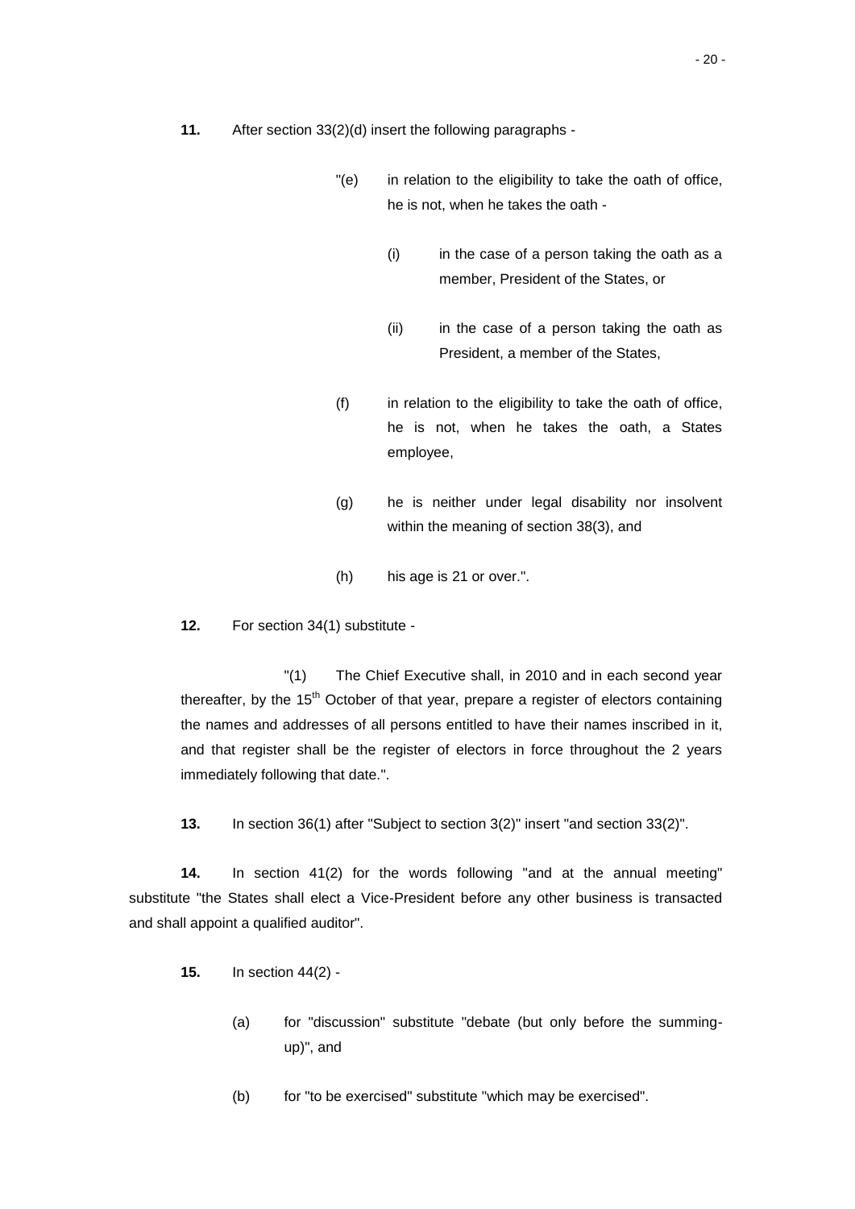**11.** After section 33(2)(d) insert the following paragraphs -

> "(e) in relation to the eligibility to take the oath of office, he is not, when he takes the oath -
>
> > (i) in the case of a person taking the oath as a member, President of the States, or
> >
> > (ii) in the case of a person taking the oath as President, a member of the States,
>
> (f) in relation to the eligibility to take the oath of office, he is not, when he takes the oath, a States employee,
>
> (g) he is neither under legal disability nor insolvent within the meaning of section 38(3), and
>
> (h) his age is 21 or over.".

**12.** For section 34(1) substitute -

> "(1) The Chief Executive shall, in 2010 and in each second year thereafter, by the 15th October of that year, prepare a register of electors containing the names and addresses of all persons entitled to have their names inscribed in it, and that register shall be the register of electors in force throughout the 2 years immediately following that date.".

**13.** In section 36(1) after "Subject to section 3(2)" insert "and section 33(2)".

**14.** In section 41(2) for the words following "and at the annual meeting" substitute "the States shall elect a Vice-President before any other business is transacted and shall appoint a qualified auditor".

**15.** In section 44(2) -

> (a) for "discussion" substitute "debate (but only before the summing-up)", and
>
> (b) for "to be exercised" substitute "which may be exercised".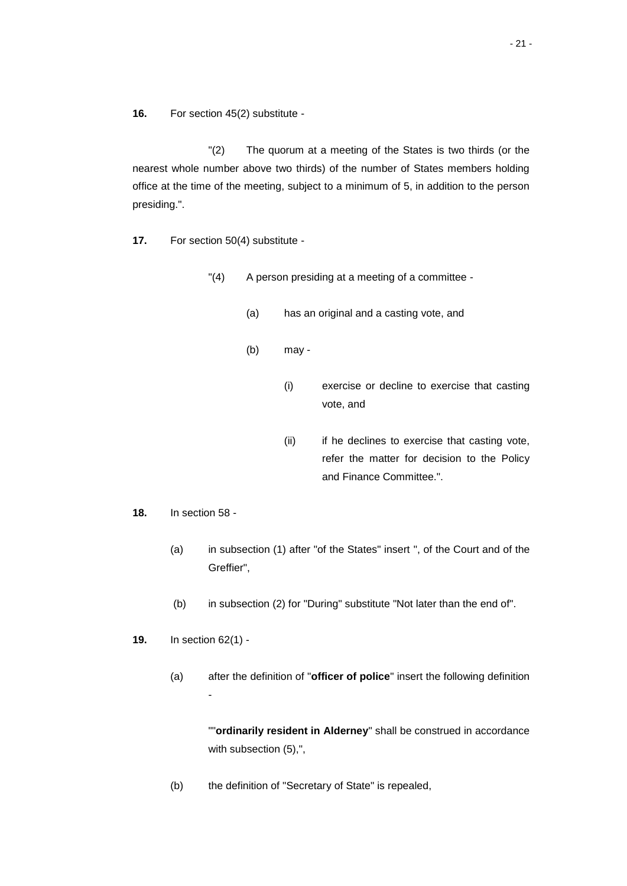**16.** For section 45(2) substitute -

"(2) The quorum at a meeting of the States is two thirds (or the nearest whole number above two thirds) of the number of States members holding office at the time of the meeting, subject to a minimum of 5, in addition to the person presiding.".

**17.** For section 50(4) substitute -

"(4) A person presiding at a meeting of a committee -

(a) has an original and a casting vote, and

(b) may -

(i) exercise or decline to exercise that casting vote, and

(ii) if he declines to exercise that casting vote, refer the matter for decision to the Policy and Finance Committee.".

**18.** In section 58 -

(a) in subsection (1) after "of the States" insert ", of the Court and of the Greffier",

(b) in subsection (2) for "During" substitute "Not later than the end of".

**19.** In section 62(1) -

(a) after the definition of "**officer of police**" insert the following definition -

""**ordinarily resident in Alderney**" shall be construed in accordance with subsection (5),",

(b) the definition of "Secretary of State" is repealed,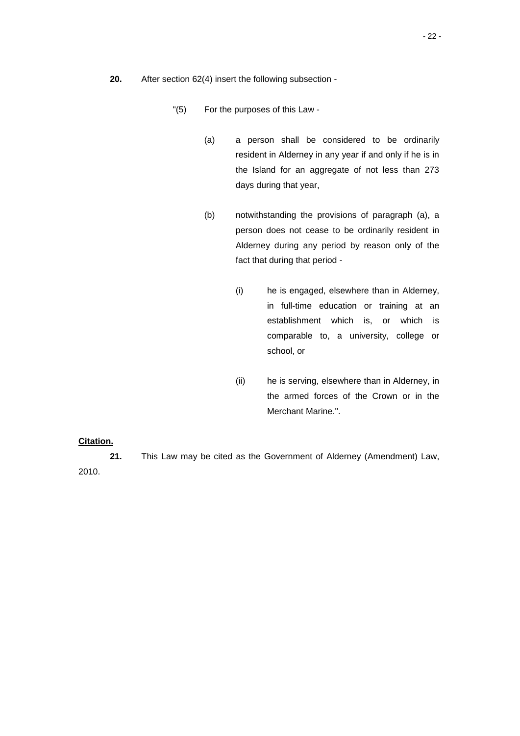**20.** After section 62(4) insert the following subsection -

"(5) For the purposes of this Law -

(a) a person shall be considered to be ordinarily resident in Alderney in any year if and only if he is in the Island for an aggregate of not less than 273 days during that year,

(b) notwithstanding the provisions of paragraph (a), a person does not cease to be ordinarily resident in Alderney during any period by reason only of the fact that during that period -

(i) he is engaged, elsewhere than in Alderney, in full-time education or training at an establishment which is, or which is comparable to, a university, college or school, or

(ii) he is serving, elsewhere than in Alderney, in the armed forces of the Crown or in the Merchant Marine.".

**Citation.**

**21.** This Law may be cited as the Government of Alderney (Amendment) Law, 2010.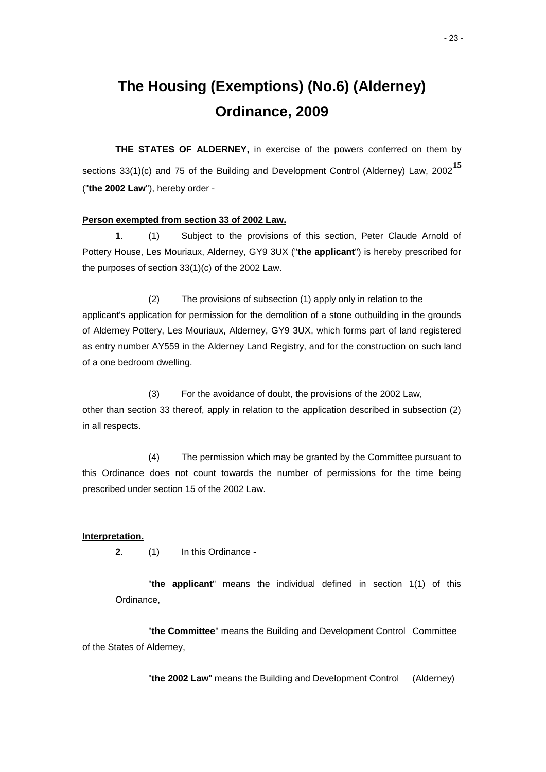# The Housing (Exemptions) (No.6) (Alderney) Ordinance, 2009

**THE STATES OF ALDERNEY,** in exercise of the powers conferred on them by sections 33(1)(c) and 75 of the Building and Development Control (Alderney) Law, 2002[15] ("**the 2002 Law**"), hereby order -

**Person exempted from section 33 of 2002 Law.**

**1**. (1) Subject to the provisions of this section, Peter Claude Arnold of Pottery House, Les Mouriaux, Alderney, GY9 3UX ("**the applicant**") is hereby prescribed for the purposes of section 33(1)(c) of the 2002 Law.

(2) The provisions of subsection (1) apply only in relation to the applicant's application for permission for the demolition of a stone outbuilding in the grounds of Alderney Pottery, Les Mouriaux, Alderney, GY9 3UX, which forms part of land registered as entry number AY559 in the Alderney Land Registry, and for the construction on such land of a one bedroom dwelling.

(3) For the avoidance of doubt, the provisions of the 2002 Law, other than section 33 thereof, apply in relation to the application described in subsection (2) in all respects.

(4) The permission which may be granted by the Committee pursuant to this Ordinance does not count towards the number of permissions for the time being prescribed under section 15 of the 2002 Law.

**Interpretation.**

**2**. (1) In this Ordinance -

"**the applicant**" means the individual defined in section 1(1) of this Ordinance,

"**the Committee**" means the Building and Development Control Committee of the States of Alderney,

"**the 2002 Law**" means the Building and Development Control (Alderney)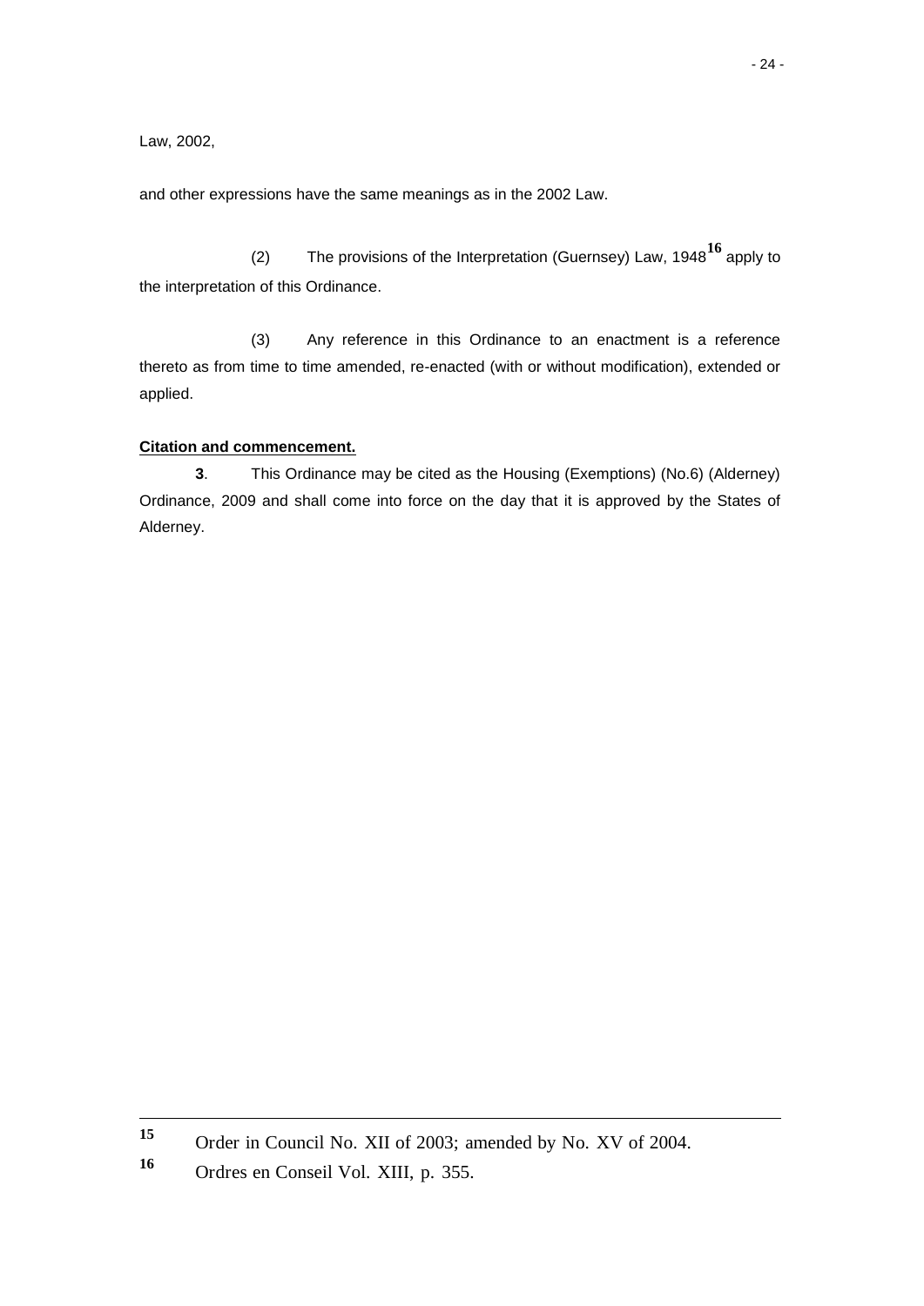Law, 2002,

and other expressions have the same meanings as in the 2002 Law.

(2) The provisions of the Interpretation (Guernsey) Law, 1948[16] apply to the interpretation of this Ordinance.

(3) Any reference in this Ordinance to an enactment is a reference thereto as from time to time amended, re-enacted (with or without modification), extended or applied.

**Citation and commencement.**

**3**. This Ordinance may be cited as the Housing (Exemptions) (No.6) (Alderney) Ordinance, 2009 and shall come into force on the day that it is approved by the States of Alderney.

---

**15** Order in Council No. XII of 2003; amended by No. XV of 2004.

**16** Ordres en Conseil Vol. XIII, p. 355.